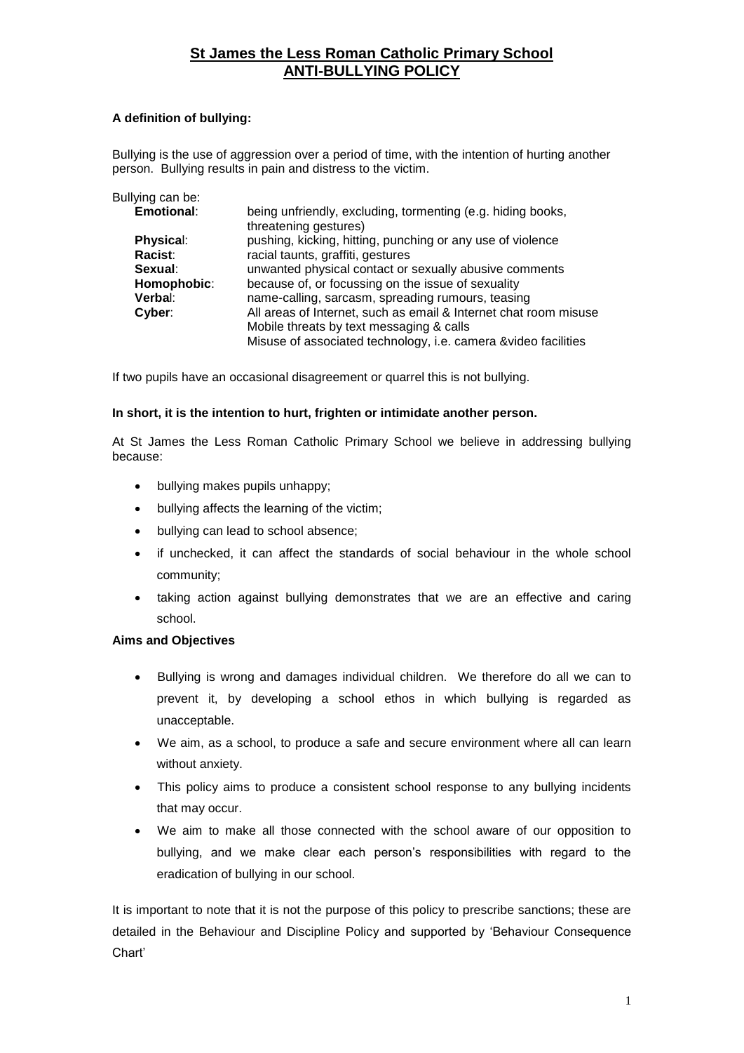# St James the Less Roman Catholic Primary School
## ANTI-BULLYING POLICY

**A definition of bullying:**

Bullying is the use of aggression over a period of time, with the intention of hurting another person. Bullying results in pain and distress to the victim.

Bullying can be:

| | |
|---|---|
| **Emotional**: | being unfriendly, excluding, tormenting (e.g. hiding books, threatening gestures) |
| **Physical**: | pushing, kicking, hitting, punching or any use of violence |
| **Racist**: | racial taunts, graffiti, gestures |
| **Sexual**: | unwanted physical contact or sexually abusive comments |
| **Homophobic**: | because of, or focussing on the issue of sexuality |
| **Verbal**: | name-calling, sarcasm, spreading rumours, teasing |
| **Cyber**: | All areas of Internet, such as email & Internet chat room misuse<br>Mobile threats by text messaging & calls<br>Misuse of associated technology, i.e. camera &video facilities |

If two pupils have an occasional disagreement or quarrel this is not bullying.

**In short, it is the intention to hurt, frighten or intimidate another person.**

At St James the Less Roman Catholic Primary School we believe in addressing bullying because:

- bullying makes pupils unhappy;
- bullying affects the learning of the victim;
- bullying can lead to school absence;
- if unchecked, it can affect the standards of social behaviour in the whole school community;
- taking action against bullying demonstrates that we are an effective and caring school.

**Aims and Objectives**

- Bullying is wrong and damages individual children. We therefore do all we can to prevent it, by developing a school ethos in which bullying is regarded as unacceptable.
- We aim, as a school, to produce a safe and secure environment where all can learn without anxiety.
- This policy aims to produce a consistent school response to any bullying incidents that may occur.
- We aim to make all those connected with the school aware of our opposition to bullying, and we make clear each person's responsibilities with regard to the eradication of bullying in our school.

It is important to note that it is not the purpose of this policy to prescribe sanctions; these are detailed in the Behaviour and Discipline Policy and supported by 'Behaviour Consequence Chart'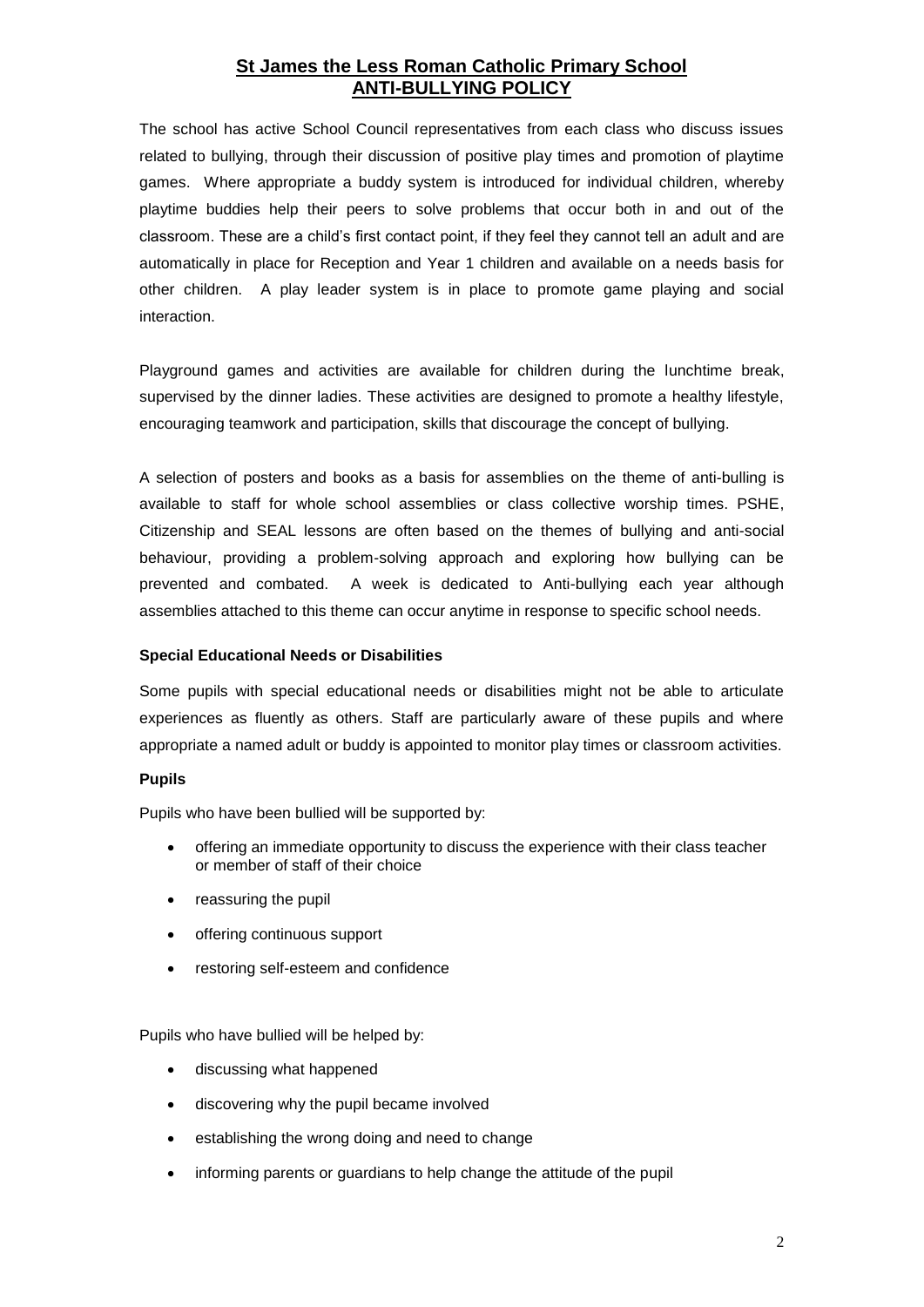## St James the Less Roman Catholic Primary School
## ANTI-BULLYING POLICY

The school has active School Council representatives from each class who discuss issues related to bullying, through their discussion of positive play times and promotion of playtime games. Where appropriate a buddy system is introduced for individual children, whereby playtime buddies help their peers to solve problems that occur both in and out of the classroom. These are a child's first contact point, if they feel they cannot tell an adult and are automatically in place for Reception and Year 1 children and available on a needs basis for other children. A play leader system is in place to promote game playing and social interaction.

Playground games and activities are available for children during the lunchtime break, supervised by the dinner ladies. These activities are designed to promote a healthy lifestyle, encouraging teamwork and participation, skills that discourage the concept of bullying.

A selection of posters and books as a basis for assemblies on the theme of anti-bulling is available to staff for whole school assemblies or class collective worship times. PSHE, Citizenship and SEAL lessons are often based on the themes of bullying and anti-social behaviour, providing a problem-solving approach and exploring how bullying can be prevented and combated. A week is dedicated to Anti-bullying each year although assemblies attached to this theme can occur anytime in response to specific school needs.

**Special Educational Needs or Disabilities**

Some pupils with special educational needs or disabilities might not be able to articulate experiences as fluently as others. Staff are particularly aware of these pupils and where appropriate a named adult or buddy is appointed to monitor play times or classroom activities.

**Pupils**

Pupils who have been bullied will be supported by:

- offering an immediate opportunity to discuss the experience with their class teacher or member of staff of their choice
- reassuring the pupil
- offering continuous support
- restoring self-esteem and confidence

Pupils who have bullied will be helped by:

- discussing what happened
- discovering why the pupil became involved
- establishing the wrong doing and need to change
- informing parents or guardians to help change the attitude of the pupil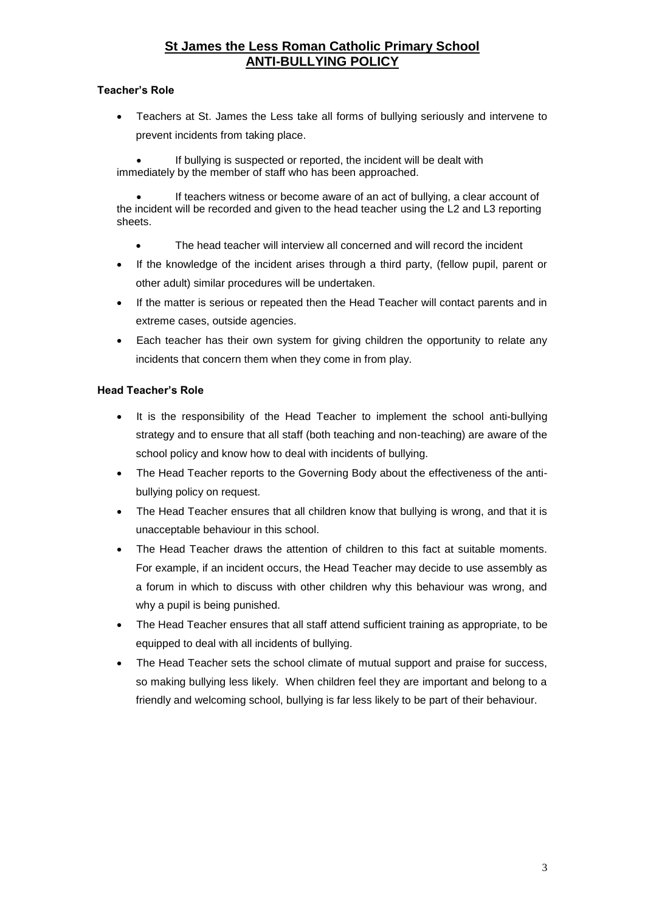# St James the Less Roman Catholic Primary School
# ANTI-BULLYING POLICY

### Teacher's Role

- Teachers at St. James the Less take all forms of bullying seriously and intervene to prevent incidents from taking place.
- If bullying is suspected or reported, the incident will be dealt with immediately by the member of staff who has been approached.
- If teachers witness or become aware of an act of bullying, a clear account of the incident will be recorded and given to the head teacher using the L2 and L3 reporting sheets.
- The head teacher will interview all concerned and will record the incident
- If the knowledge of the incident arises through a third party, (fellow pupil, parent or other adult) similar procedures will be undertaken.
- If the matter is serious or repeated then the Head Teacher will contact parents and in extreme cases, outside agencies.
- Each teacher has their own system for giving children the opportunity to relate any incidents that concern them when they come in from play.

### Head Teacher's Role

- It is the responsibility of the Head Teacher to implement the school anti-bullying strategy and to ensure that all staff (both teaching and non-teaching) are aware of the school policy and know how to deal with incidents of bullying.
- The Head Teacher reports to the Governing Body about the effectiveness of the anti-bullying policy on request.
- The Head Teacher ensures that all children know that bullying is wrong, and that it is unacceptable behaviour in this school.
- The Head Teacher draws the attention of children to this fact at suitable moments. For example, if an incident occurs, the Head Teacher may decide to use assembly as a forum in which to discuss with other children why this behaviour was wrong, and why a pupil is being punished.
- The Head Teacher ensures that all staff attend sufficient training as appropriate, to be equipped to deal with all incidents of bullying.
- The Head Teacher sets the school climate of mutual support and praise for success, so making bullying less likely. When children feel they are important and belong to a friendly and welcoming school, bullying is far less likely to be part of their behaviour.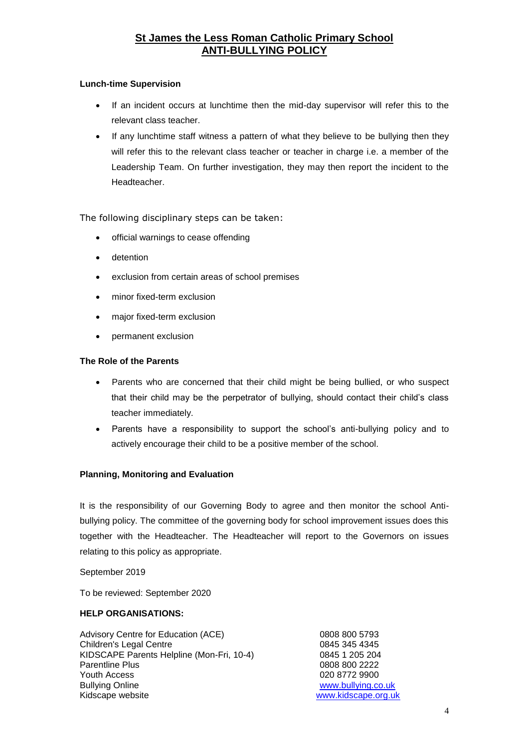# St James the Less Roman Catholic Primary School
## ANTI-BULLYING POLICY

**Lunch-time Supervision**

- If an incident occurs at lunchtime then the mid-day supervisor will refer this to the relevant class teacher.
- If any lunchtime staff witness a pattern of what they believe to be bullying then they will refer this to the relevant class teacher or teacher in charge i.e. a member of the Leadership Team. On further investigation, they may then report the incident to the Headteacher.

The following disciplinary steps can be taken:

- official warnings to cease offending
- detention
- exclusion from certain areas of school premises
- minor fixed-term exclusion
- major fixed-term exclusion
- permanent exclusion

**The Role of the Parents**

- Parents who are concerned that their child might be being bullied, or who suspect that their child may be the perpetrator of bullying, should contact their child's class teacher immediately.
- Parents have a responsibility to support the school's anti-bullying policy and to actively encourage their child to be a positive member of the school.

**Planning, Monitoring and Evaluation**

It is the responsibility of our Governing Body to agree and then monitor the school Anti-bullying policy. The committee of the governing body for school improvement issues does this together with the Headteacher. The Headteacher will report to the Governors on issues relating to this policy as appropriate.

September 2019

To be reviewed: September 2020

**HELP ORGANISATIONS:**

| | |
|---|---|
| Advisory Centre for Education (ACE) | 0808 800 5793 |
| Children's Legal Centre | 0845 345 4345 |
| KIDSCAPE Parents Helpline (Mon-Fri, 10-4) | 0845 1 205 204 |
| Parentline Plus | 0808 800 2222 |
| Youth Access | 020 8772 9900 |
| Bullying Online | www.bullying.co.uk |
| Kidscape website | www.kidscape.org.uk |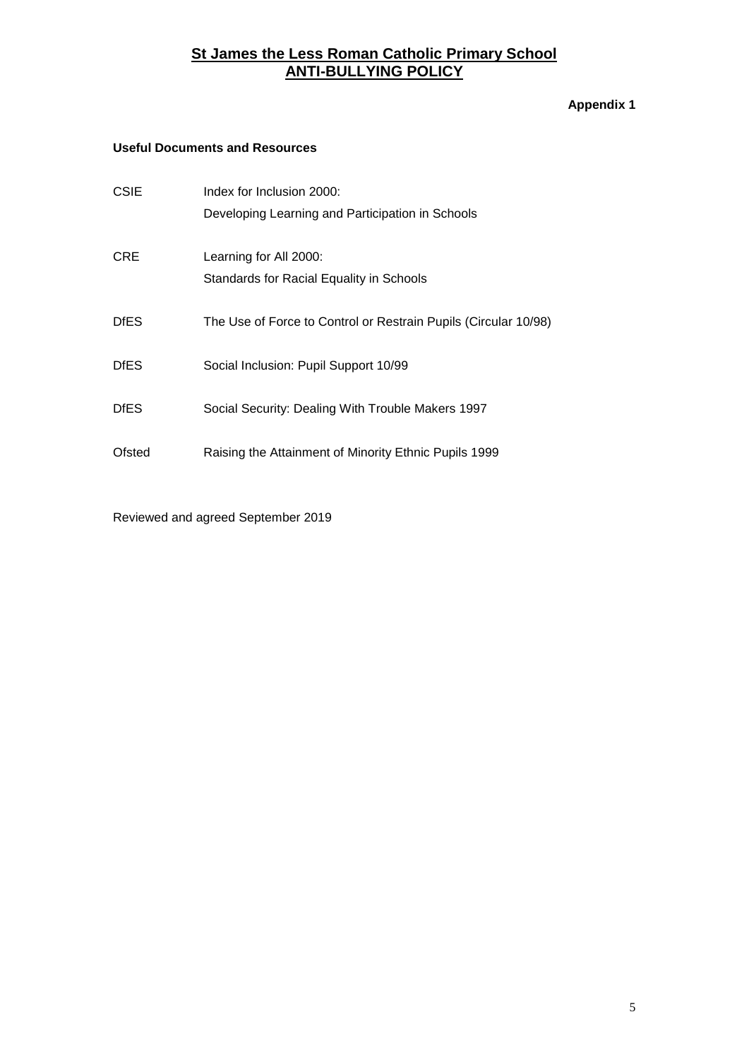## St James the Less Roman Catholic Primary School
## ANTI-BULLYING POLICY

**Appendix 1**

**Useful Documents and Resources**

| | |
|---|---|
| CSIE | Index for Inclusion 2000:<br>Developing Learning and Participation in Schools |
| CRE | Learning for All 2000:<br>Standards for Racial Equality in Schools |
| DfES | The Use of Force to Control or Restrain Pupils (Circular 10/98) |
| DfES | Social Inclusion: Pupil Support 10/99 |
| DfES | Social Security: Dealing With Trouble Makers 1997 |
| Ofsted | Raising the Attainment of Minority Ethnic Pupils 1999 |

Reviewed and agreed September 2019